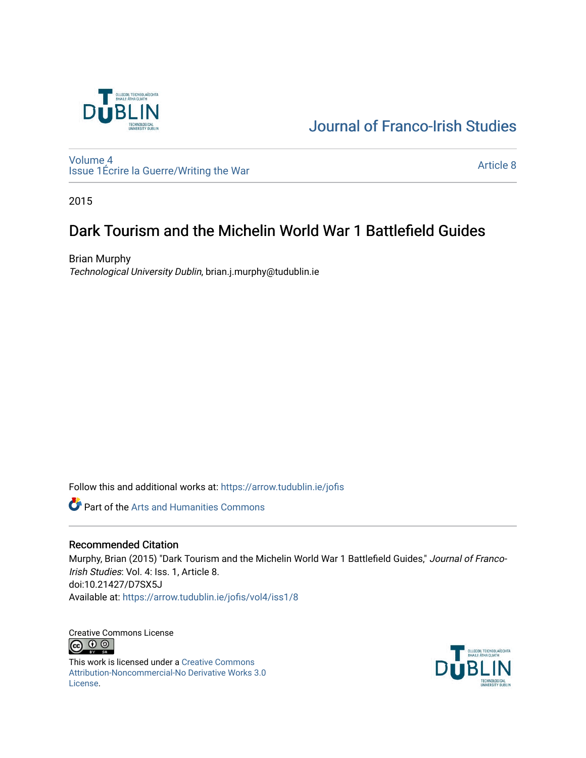Journal of Franco-Irish Studies

Volume 4
Issue 1Écrire la Guerre/Writing the War

Article 8

2015

# Dark Tourism and the Michelin World War 1 Battlefield Guides

Brian Murphy
*Technological University Dublin*, brian.j.murphy@tudublin.ie

Follow this and additional works at: https://arrow.tudublin.ie/jofis

Part of the Arts and Humanities Commons

## Recommended Citation

Murphy, Brian (2015) "Dark Tourism and the Michelin World War 1 Battlefield Guides," *Journal of Franco-Irish Studies*: Vol. 4: Iss. 1, Article 8.
doi:10.21427/D7SX5J
Available at: https://arrow.tudublin.ie/jofis/vol4/iss1/8

Creative Commons License

This work is licensed under a Creative Commons Attribution-Noncommercial-No Derivative Works 3.0 License.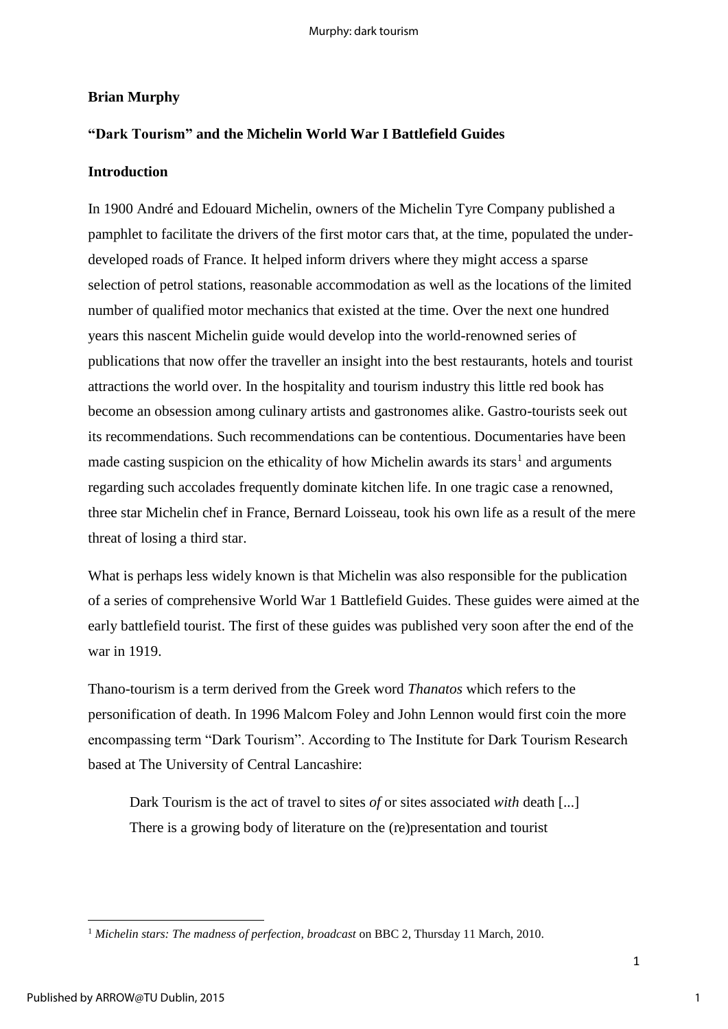**Brian Murphy**

**"Dark Tourism" and the Michelin World War I Battlefield Guides**

**Introduction**

In 1900 André and Edouard Michelin, owners of the Michelin Tyre Company published a pamphlet to facilitate the drivers of the first motor cars that, at the time, populated the under-developed roads of France. It helped inform drivers where they might access a sparse selection of petrol stations, reasonable accommodation as well as the locations of the limited number of qualified motor mechanics that existed at the time. Over the next one hundred years this nascent Michelin guide would develop into the world-renowned series of publications that now offer the traveller an insight into the best restaurants, hotels and tourist attractions the world over. In the hospitality and tourism industry this little red book has become an obsession among culinary artists and gastronomes alike. Gastro-tourists seek out its recommendations. Such recommendations can be contentious. Documentaries have been made casting suspicion on the ethicality of how Michelin awards its stars[1] and arguments regarding such accolades frequently dominate kitchen life. In one tragic case a renowned, three star Michelin chef in France, Bernard Loisseau, took his own life as a result of the mere threat of losing a third star.

What is perhaps less widely known is that Michelin was also responsible for the publication of a series of comprehensive World War 1 Battlefield Guides. These guides were aimed at the early battlefield tourist. The first of these guides was published very soon after the end of the war in 1919.

Thano-tourism is a term derived from the Greek word *Thanatos* which refers to the personification of death. In 1996 Malcom Foley and John Lennon would first coin the more encompassing term "Dark Tourism". According to The Institute for Dark Tourism Research based at The University of Central Lancashire:

> Dark Tourism is the act of travel to sites *of* or sites associated *with* death [...] There is a growing body of literature on the (re)presentation and tourist

---

[1] *Michelin stars: The madness of perfection, broadcast* on BBC 2, Thursday 11 March, 2010.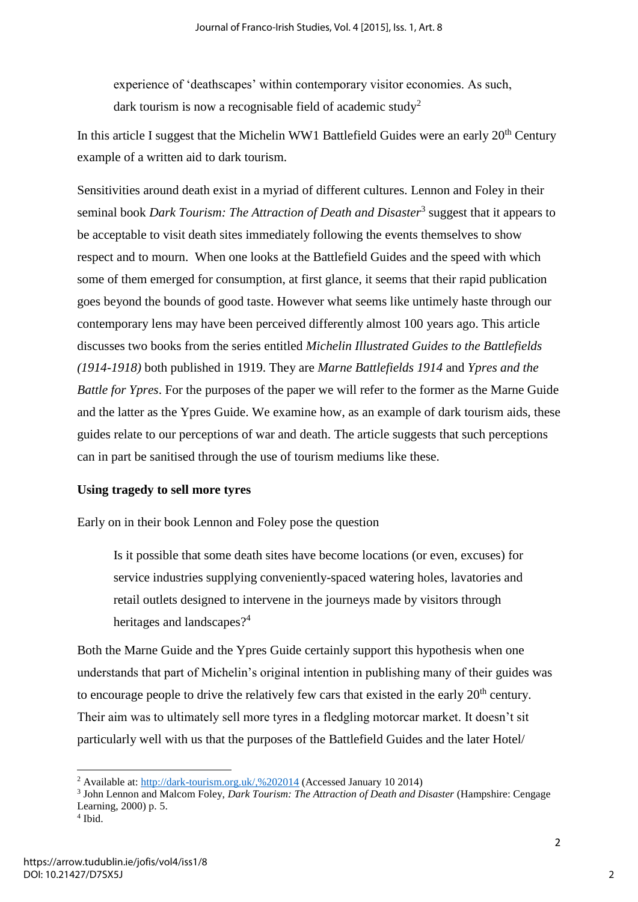> experience of 'deathscapes' within contemporary visitor economies. As such, dark tourism is now a recognisable field of academic study[2]

In this article I suggest that the Michelin WW1 Battlefield Guides were an early 20th Century example of a written aid to dark tourism.

Sensitivities around death exist in a myriad of different cultures. Lennon and Foley in their seminal book *Dark Tourism: The Attraction of Death and Disaster*[3] suggest that it appears to be acceptable to visit death sites immediately following the events themselves to show respect and to mourn. When one looks at the Battlefield Guides and the speed with which some of them emerged for consumption, at first glance, it seems that their rapid publication goes beyond the bounds of good taste. However what seems like untimely haste through our contemporary lens may have been perceived differently almost 100 years ago. This article discusses two books from the series entitled *Michelin Illustrated Guides to the Battlefields (1914-1918)* both published in 1919. They are *Marne Battlefields 1914* and *Ypres and the Battle for Ypres*. For the purposes of the paper we will refer to the former as the Marne Guide and the latter as the Ypres Guide. We examine how, as an example of dark tourism aids, these guides relate to our perceptions of war and death. The article suggests that such perceptions can in part be sanitised through the use of tourism mediums like these.

**Using tragedy to sell more tyres**

Early on in their book Lennon and Foley pose the question

> Is it possible that some death sites have become locations (or even, excuses) for service industries supplying conveniently-spaced watering holes, lavatories and retail outlets designed to intervene in the journeys made by visitors through heritages and landscapes?[4]

Both the Marne Guide and the Ypres Guide certainly support this hypothesis when one understands that part of Michelin's original intention in publishing many of their guides was to encourage people to drive the relatively few cars that existed in the early 20th century. Their aim was to ultimately sell more tyres in a fledgling motorcar market. It doesn't sit particularly well with us that the purposes of the Battlefield Guides and the later Hotel/

---

[2] Available at: http://dark-tourism.org.uk/,%202014 (Accessed January 10 2014)

[3] John Lennon and Malcom Foley, *Dark Tourism: The Attraction of Death and Disaster* (Hampshire: Cengage Learning, 2000) p. 5.

[4] Ibid.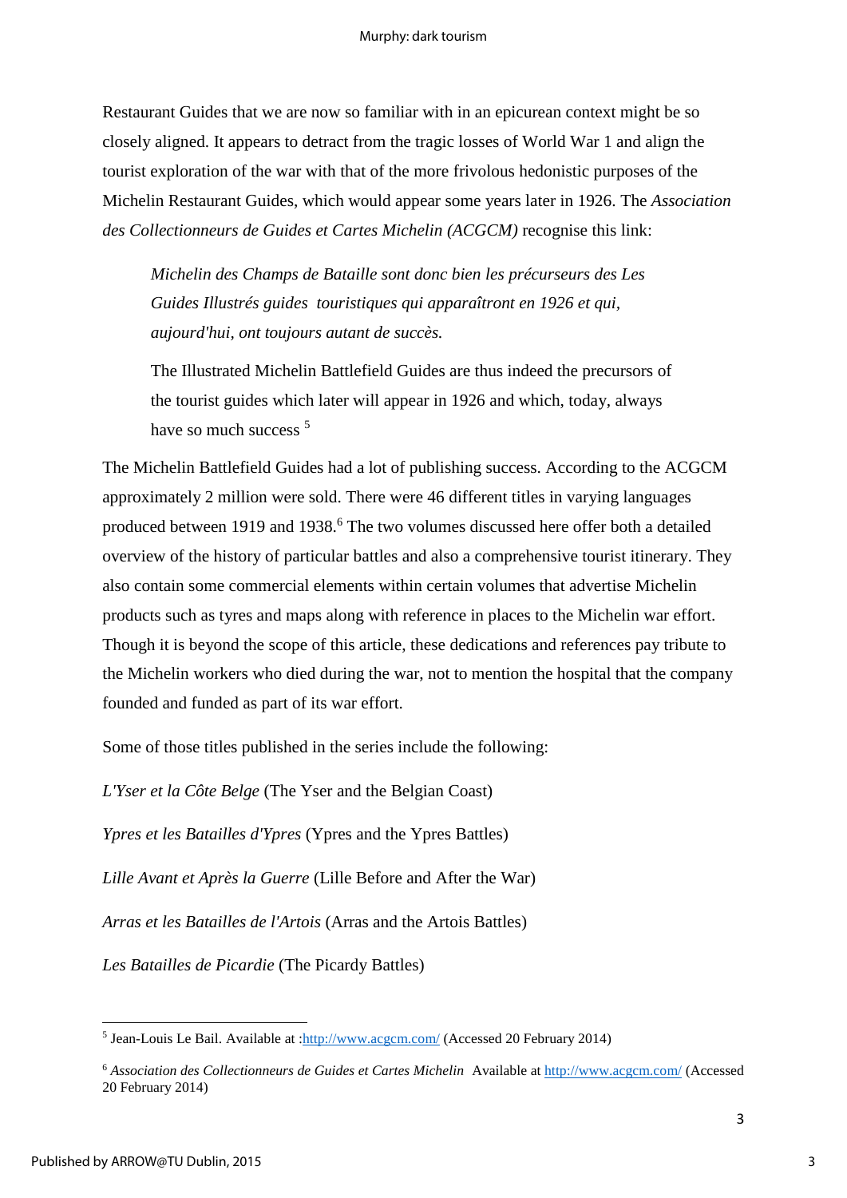Restaurant Guides that we are now so familiar with in an epicurean context might be so closely aligned. It appears to detract from the tragic losses of World War 1 and align the tourist exploration of the war with that of the more frivolous hedonistic purposes of the Michelin Restaurant Guides, which would appear some years later in 1926. The *Association des Collectionneurs de Guides et Cartes Michelin (ACGCM)* recognise this link:

> *Michelin des Champs de Bataille sont donc bien les précurseurs des Les Guides Illustrés guides touristiques qui apparaîtront en 1926 et qui, aujourd'hui, ont toujours autant de succès.*
>
> The Illustrated Michelin Battlefield Guides are thus indeed the precursors of the tourist guides which later will appear in 1926 and which, today, always have so much success [5]

The Michelin Battlefield Guides had a lot of publishing success. According to the ACGCM approximately 2 million were sold. There were 46 different titles in varying languages produced between 1919 and 1938.[6] The two volumes discussed here offer both a detailed overview of the history of particular battles and also a comprehensive tourist itinerary. They also contain some commercial elements within certain volumes that advertise Michelin products such as tyres and maps along with reference in places to the Michelin war effort. Though it is beyond the scope of this article, these dedications and references pay tribute to the Michelin workers who died during the war, not to mention the hospital that the company founded and funded as part of its war effort.

Some of those titles published in the series include the following:

*L'Yser et la Côte Belge* (The Yser and the Belgian Coast)

*Ypres et les Batailles d'Ypres* (Ypres and the Ypres Battles)

*Lille Avant et Après la Guerre* (Lille Before and After the War)

*Arras et les Batailles de l'Artois* (Arras and the Artois Battles)

*Les Batailles de Picardie* (The Picardy Battles)

---

[5] Jean-Louis Le Bail. Available at :http://www.acgcm.com/ (Accessed 20 February 2014)

[6] *Association des Collectionneurs de Guides et Cartes Michelin* Available at http://www.acgcm.com/ (Accessed 20 February 2014)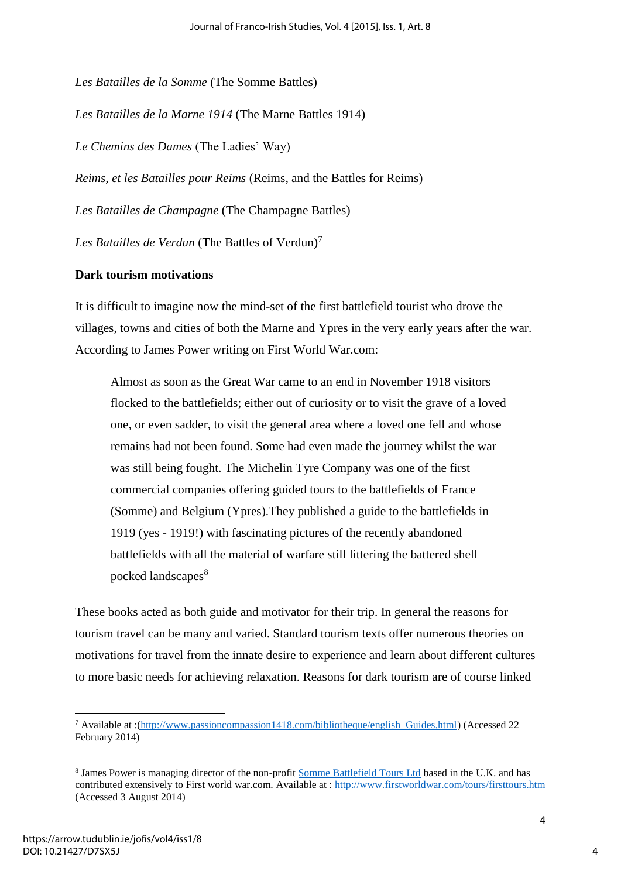*Les Batailles de la Somme* (The Somme Battles)

*Les Batailles de la Marne 1914* (The Marne Battles 1914)

*Le Chemins des Dames* (The Ladies' Way)

*Reims, et les Batailles pour Reims* (Reims, and the Battles for Reims)

*Les Batailles de Champagne* (The Champagne Battles)

*Les Batailles de Verdun* (The Battles of Verdun)[7]

**Dark tourism motivations**

It is difficult to imagine now the mind-set of the first battlefield tourist who drove the villages, towns and cities of both the Marne and Ypres in the very early years after the war. According to James Power writing on First World War.com:

> Almost as soon as the Great War came to an end in November 1918 visitors flocked to the battlefields; either out of curiosity or to visit the grave of a loved one, or even sadder, to visit the general area where a loved one fell and whose remains had not been found. Some had even made the journey whilst the war was still being fought. The Michelin Tyre Company was one of the first commercial companies offering guided tours to the battlefields of France (Somme) and Belgium (Ypres).They published a guide to the battlefields in 1919 (yes - 1919!) with fascinating pictures of the recently abandoned battlefields with all the material of warfare still littering the battered shell pocked landscapes[8]

These books acted as both guide and motivator for their trip. In general the reasons for tourism travel can be many and varied. Standard tourism texts offer numerous theories on motivations for travel from the innate desire to experience and learn about different cultures to more basic needs for achieving relaxation. Reasons for dark tourism are of course linked

---

[7] Available at :(http://www.passioncompassion1418.com/bibliotheque/english_Guides.html) (Accessed 22 February 2014)

[8] James Power is managing director of the non-profit Somme Battlefield Tours Ltd based in the U.K. and has contributed extensively to First world war.com. Available at : http://www.firstworldwar.com/tours/firsttours.htm (Accessed 3 August 2014)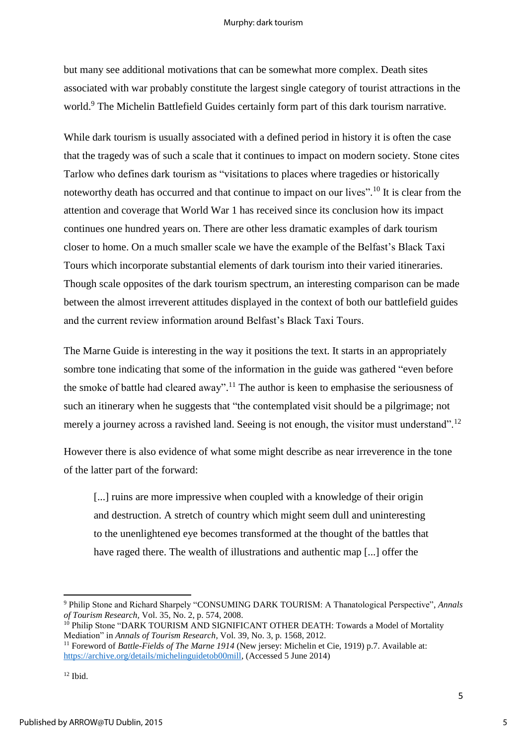but many see additional motivations that can be somewhat more complex. Death sites associated with war probably constitute the largest single category of tourist attractions in the world.[9] The Michelin Battlefield Guides certainly form part of this dark tourism narrative.

While dark tourism is usually associated with a defined period in history it is often the case that the tragedy was of such a scale that it continues to impact on modern society. Stone cites Tarlow who defines dark tourism as "visitations to places where tragedies or historically noteworthy death has occurred and that continue to impact on our lives".[10] It is clear from the attention and coverage that World War 1 has received since its conclusion how its impact continues one hundred years on. There are other less dramatic examples of dark tourism closer to home. On a much smaller scale we have the example of the Belfast's Black Taxi Tours which incorporate substantial elements of dark tourism into their varied itineraries. Though scale opposites of the dark tourism spectrum, an interesting comparison can be made between the almost irreverent attitudes displayed in the context of both our battlefield guides and the current review information around Belfast's Black Taxi Tours.

The Marne Guide is interesting in the way it positions the text. It starts in an appropriately sombre tone indicating that some of the information in the guide was gathered "even before the smoke of battle had cleared away".[11] The author is keen to emphasise the seriousness of such an itinerary when he suggests that "the contemplated visit should be a pilgrimage; not merely a journey across a ravished land. Seeing is not enough, the visitor must understand".[12]

However there is also evidence of what some might describe as near irreverence in the tone of the latter part of the forward:

> [...] ruins are more impressive when coupled with a knowledge of their origin and destruction. A stretch of country which might seem dull and uninteresting to the unenlightened eye becomes transformed at the thought of the battles that have raged there. The wealth of illustrations and authentic map [...] offer the

---

[9] Philip Stone and Richard Sharpely "CONSUMING DARK TOURISM: A Thanatological Perspective", *Annals of Tourism Research*, Vol. 35, No. 2, p. 574, 2008.

[10] Philip Stone "DARK TOURISM AND SIGNIFICANT OTHER DEATH: Towards a Model of Mortality Mediation" in *Annals of Tourism Research*, Vol. 39, No. 3, p. 1568, 2012.

[11] Foreword of *Battle-Fields of The Marne 1914* (New jersey: Michelin et Cie, 1919) p.7. Available at: https://archive.org/details/michelinguidetob00mill, (Accessed 5 June 2014)

[12] Ibid.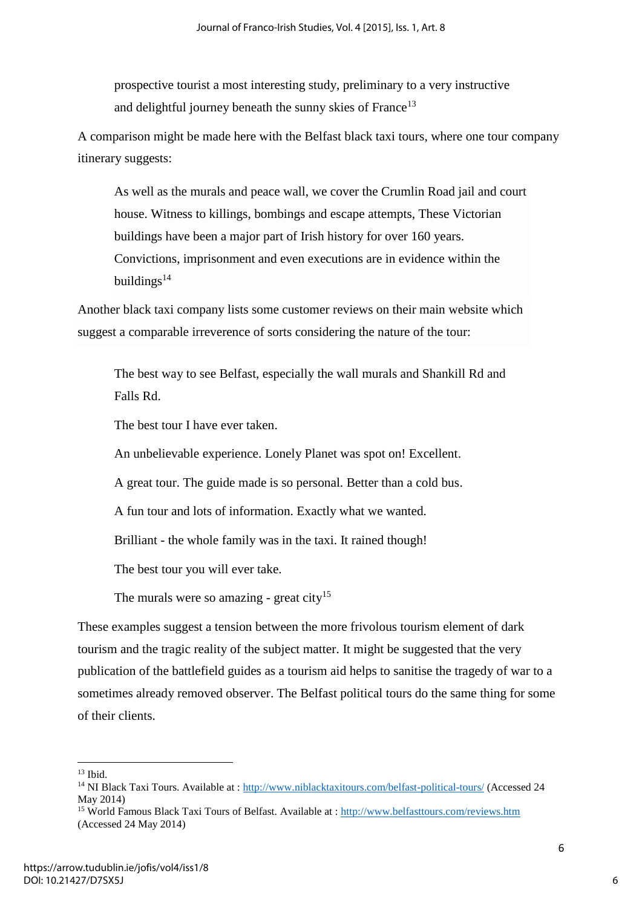> prospective tourist a most interesting study, preliminary to a very instructive and delightful journey beneath the sunny skies of France[13]

A comparison might be made here with the Belfast black taxi tours, where one tour company itinerary suggests:

> As well as the murals and peace wall, we cover the Crumlin Road jail and court house. Witness to killings, bombings and escape attempts, These Victorian buildings have been a major part of Irish history for over 160 years. Convictions, imprisonment and even executions are in evidence within the buildings[14]

Another black taxi company lists some customer reviews on their main website which suggest a comparable irreverence of sorts considering the nature of the tour:

> The best way to see Belfast, especially the wall murals and Shankill Rd and Falls Rd.
>
> The best tour I have ever taken.
>
> An unbelievable experience. Lonely Planet was spot on! Excellent.
>
> A great tour. The guide made is so personal. Better than a cold bus.
>
> A fun tour and lots of information. Exactly what we wanted.
>
> Brilliant - the whole family was in the taxi. It rained though!
>
> The best tour you will ever take.
>
> The murals were so amazing - great city[15]

These examples suggest a tension between the more frivolous tourism element of dark tourism and the tragic reality of the subject matter. It might be suggested that the very publication of the battlefield guides as a tourism aid helps to sanitise the tragedy of war to a sometimes already removed observer. The Belfast political tours do the same thing for some of their clients.

---

[13] Ibid.

[14] NI Black Taxi Tours. Available at : http://www.niblacktaxitours.com/belfast-political-tours/ (Accessed 24 May 2014)

[15] World Famous Black Taxi Tours of Belfast. Available at : http://www.belfasttours.com/reviews.htm (Accessed 24 May 2014)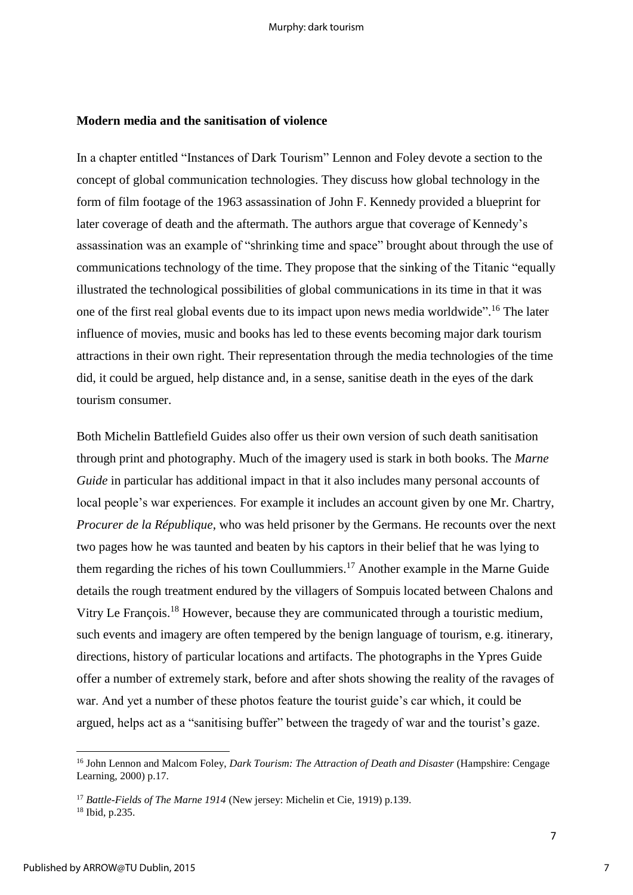### Modern media and the sanitisation of violence

In a chapter entitled "Instances of Dark Tourism" Lennon and Foley devote a section to the concept of global communication technologies. They discuss how global technology in the form of film footage of the 1963 assassination of John F. Kennedy provided a blueprint for later coverage of death and the aftermath. The authors argue that coverage of Kennedy's assassination was an example of "shrinking time and space" brought about through the use of communications technology of the time. They propose that the sinking of the Titanic "equally illustrated the technological possibilities of global communications in its time in that it was one of the first real global events due to its impact upon news media worldwide".[16] The later influence of movies, music and books has led to these events becoming major dark tourism attractions in their own right. Their representation through the media technologies of the time did, it could be argued, help distance and, in a sense, sanitise death in the eyes of the dark tourism consumer.

Both Michelin Battlefield Guides also offer us their own version of such death sanitisation through print and photography. Much of the imagery used is stark in both books. The *Marne Guide* in particular has additional impact in that it also includes many personal accounts of local people's war experiences. For example it includes an account given by one Mr. Chartry, *Procurer de la République*, who was held prisoner by the Germans. He recounts over the next two pages how he was taunted and beaten by his captors in their belief that he was lying to them regarding the riches of his town Coullummiers.[17] Another example in the Marne Guide details the rough treatment endured by the villagers of Sompuis located between Chalons and Vitry Le François.[18] However, because they are communicated through a touristic medium, such events and imagery are often tempered by the benign language of tourism, e.g. itinerary, directions, history of particular locations and artifacts. The photographs in the Ypres Guide offer a number of extremely stark, before and after shots showing the reality of the ravages of war. And yet a number of these photos feature the tourist guide's car which, it could be argued, helps act as a "sanitising buffer" between the tragedy of war and the tourist's gaze.

---

[16] John Lennon and Malcom Foley, *Dark Tourism: The Attraction of Death and Disaster* (Hampshire: Cengage Learning, 2000) p.17.

[17] *Battle-Fields of The Marne 1914* (New jersey: Michelin et Cie, 1919) p.139.

[18] Ibid, p.235.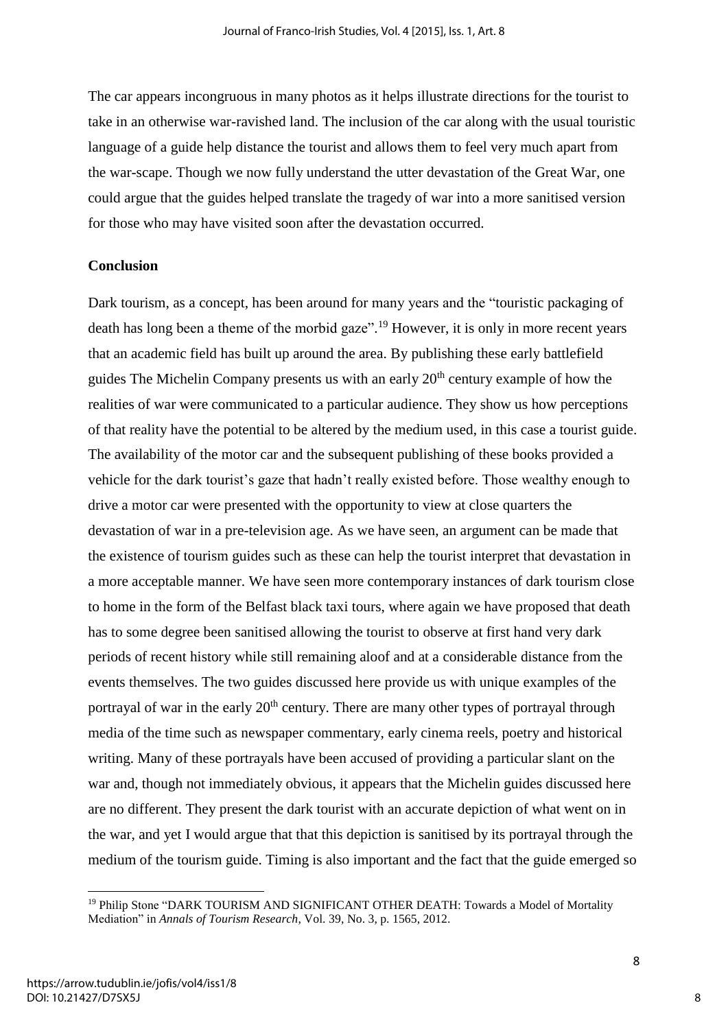The car appears incongruous in many photos as it helps illustrate directions for the tourist to take in an otherwise war-ravished land. The inclusion of the car along with the usual touristic language of a guide help distance the tourist and allows them to feel very much apart from the war-scape. Though we now fully understand the utter devastation of the Great War, one could argue that the guides helped translate the tragedy of war into a more sanitised version for those who may have visited soon after the devastation occurred.

## Conclusion

Dark tourism, as a concept, has been around for many years and the "touristic packaging of death has long been a theme of the morbid gaze".[19] However, it is only in more recent years that an academic field has built up around the area. By publishing these early battlefield guides The Michelin Company presents us with an early 20th century example of how the realities of war were communicated to a particular audience. They show us how perceptions of that reality have the potential to be altered by the medium used, in this case a tourist guide. The availability of the motor car and the subsequent publishing of these books provided a vehicle for the dark tourist's gaze that hadn't really existed before. Those wealthy enough to drive a motor car were presented with the opportunity to view at close quarters the devastation of war in a pre-television age. As we have seen, an argument can be made that the existence of tourism guides such as these can help the tourist interpret that devastation in a more acceptable manner. We have seen more contemporary instances of dark tourism close to home in the form of the Belfast black taxi tours, where again we have proposed that death has to some degree been sanitised allowing the tourist to observe at first hand very dark periods of recent history while still remaining aloof and at a considerable distance from the events themselves. The two guides discussed here provide us with unique examples of the portrayal of war in the early 20th century. There are many other types of portrayal through media of the time such as newspaper commentary, early cinema reels, poetry and historical writing. Many of these portrayals have been accused of providing a particular slant on the war and, though not immediately obvious, it appears that the Michelin guides discussed here are no different. They present the dark tourist with an accurate depiction of what went on in the war, and yet I would argue that that this depiction is sanitised by its portrayal through the medium of the tourism guide. Timing is also important and the fact that the guide emerged so

---

[19] Philip Stone "DARK TOURISM AND SIGNIFICANT OTHER DEATH: Towards a Model of Mortality Mediation" in *Annals of Tourism Research*, Vol. 39, No. 3, p. 1565, 2012.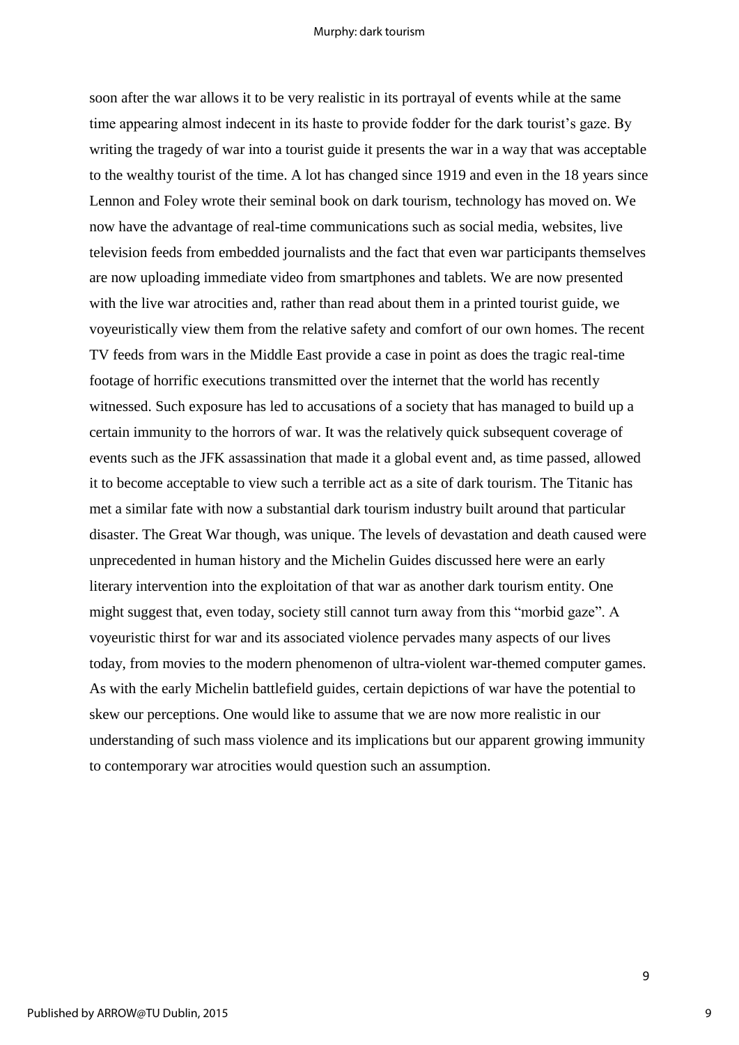soon after the war allows it to be very realistic in its portrayal of events while at the same time appearing almost indecent in its haste to provide fodder for the dark tourist's gaze. By writing the tragedy of war into a tourist guide it presents the war in a way that was acceptable to the wealthy tourist of the time. A lot has changed since 1919 and even in the 18 years since Lennon and Foley wrote their seminal book on dark tourism, technology has moved on. We now have the advantage of real-time communications such as social media, websites, live television feeds from embedded journalists and the fact that even war participants themselves are now uploading immediate video from smartphones and tablets. We are now presented with the live war atrocities and, rather than read about them in a printed tourist guide, we voyeuristically view them from the relative safety and comfort of our own homes. The recent TV feeds from wars in the Middle East provide a case in point as does the tragic real-time footage of horrific executions transmitted over the internet that the world has recently witnessed. Such exposure has led to accusations of a society that has managed to build up a certain immunity to the horrors of war. It was the relatively quick subsequent coverage of events such as the JFK assassination that made it a global event and, as time passed, allowed it to become acceptable to view such a terrible act as a site of dark tourism. The Titanic has met a similar fate with now a substantial dark tourism industry built around that particular disaster. The Great War though, was unique. The levels of devastation and death caused were unprecedented in human history and the Michelin Guides discussed here were an early literary intervention into the exploitation of that war as another dark tourism entity. One might suggest that, even today, society still cannot turn away from this "morbid gaze". A voyeuristic thirst for war and its associated violence pervades many aspects of our lives today, from movies to the modern phenomenon of ultra-violent war-themed computer games. As with the early Michelin battlefield guides, certain depictions of war have the potential to skew our perceptions. One would like to assume that we are now more realistic in our understanding of such mass violence and its implications but our apparent growing immunity to contemporary war atrocities would question such an assumption.